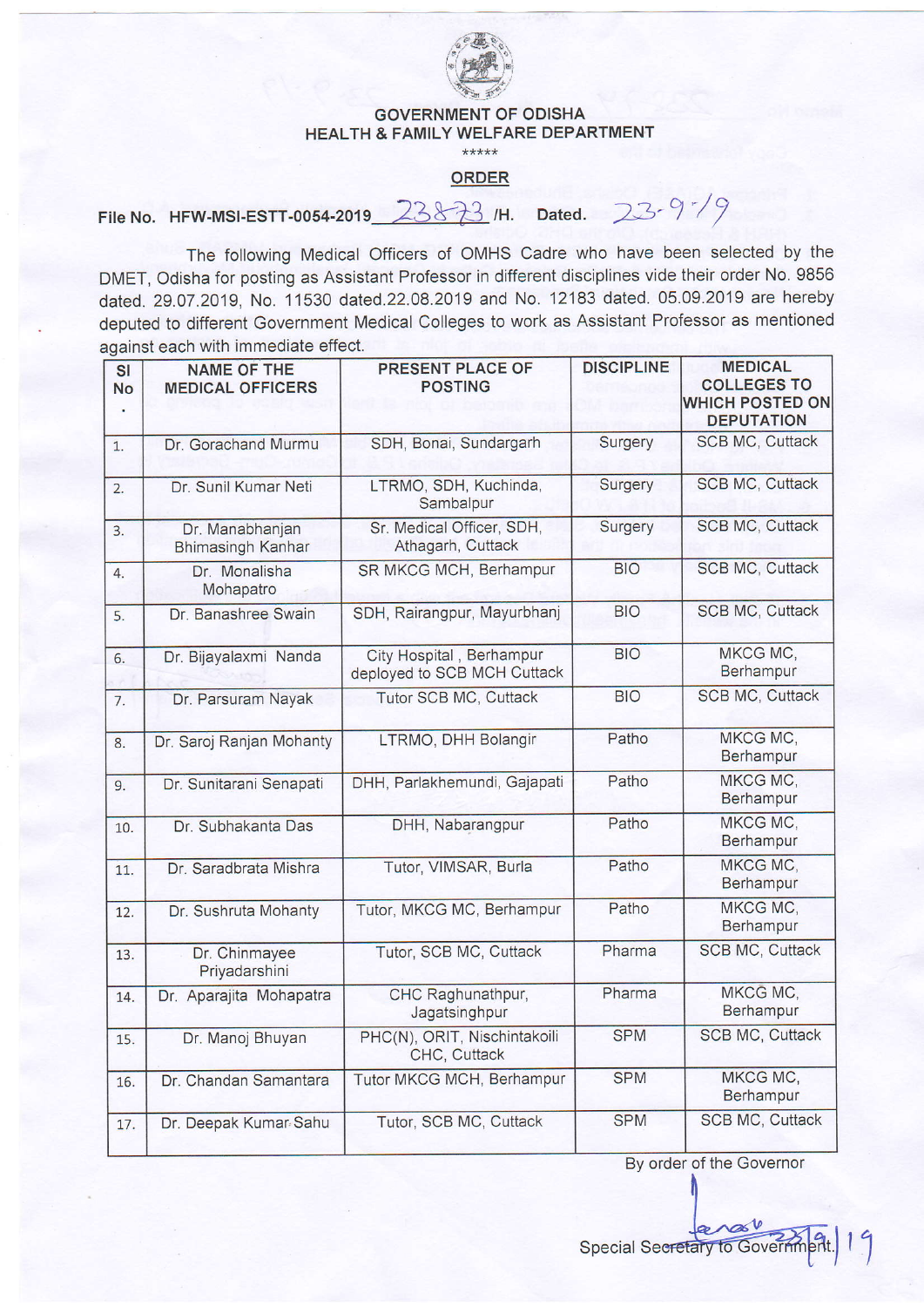# GOVERNMENT OF ODISHA
## HEALTH & FAMILY WELFARE DEPARTMENT

\*\*\*\*\*

**ORDER**

**File No. HFW-MSI-ESTT-0054-2019** 23873 **/H. Dated.** 23-9-19

The following Medical Officers of OMHS Cadre who have been selected by the DMET, Odisha for posting as Assistant Professor in different disciplines vide their order No. 9856 dated. 29.07.2019, No. 11530 dated.22.08.2019 and No. 12183 dated. 05.09.2019 are hereby deputed to different Government Medical Colleges to work as Assistant Professor as mentioned against each with immediate effect.

| Sl No. | NAME OF THE MEDICAL OFFICERS | PRESENT PLACE OF POSTING | DISCIPLINE | MEDICAL COLLEGES TO WHICH POSTED ON DEPUTATION |
|---|---|---|---|---|
| 1. | Dr. Gorachand Murmu | SDH, Bonai, Sundargarh | Surgery | SCB MC, Cuttack |
| 2. | Dr. Sunil Kumar Neti | LTRMO, SDH, Kuchinda, Sambalpur | Surgery | SCB MC, Cuttack |
| 3. | Dr. Manabhanjan Bhimasingh Kanhar | Sr. Medical Officer, SDH, Athagarh, Cuttack | Surgery | SCB MC, Cuttack |
| 4. | Dr. Monalisha Mohapatro | SR MKCG MCH, Berhampur | BIO | SCB MC, Cuttack |
| 5. | Dr. Banashree Swain | SDH, Rairangpur, Mayurbhanj | BIO | SCB MC, Cuttack |
| 6. | Dr. Bijayalaxmi Nanda | City Hospital, Berhampur deployed to SCB MCH Cuttack | BIO | MKCG MC, Berhampur |
| 7. | Dr. Parsuram Nayak | Tutor SCB MC, Cuttack | BIO | SCB MC, Cuttack |
| 8. | Dr. Saroj Ranjan Mohanty | LTRMO, DHH Bolangir | Patho | MKCG MC, Berhampur |
| 9. | Dr. Sunitarani Senapati | DHH, Parlakhemundi, Gajapati | Patho | MKCG MC, Berhampur |
| 10. | Dr. Subhakanta Das | DHH, Nabarangpur | Patho | MKCG MC, Berhampur |
| 11. | Dr. Saradbrata Mishra | Tutor, VIMSAR, Burla | Patho | MKCG MC, Berhampur |
| 12. | Dr. Sushruta Mohanty | Tutor, MKCG MC, Berhampur | Patho | MKCG MC, Berhampur |
| 13. | Dr. Chinmayee Priyadarshini | Tutor, SCB MC, Cuttack | Pharma | SCB MC, Cuttack |
| 14. | Dr. Aparajita Mohapatra | CHC Raghunathpur, Jagatsinghpur | Pharma | MKCG MC, Berhampur |
| 15. | Dr. Manoj Bhuyan | PHC(N), ORIT, Nischintakoili CHC, Cuttack | SPM | SCB MC, Cuttack |
| 16. | Dr. Chandan Samantara | Tutor MKCG MCH, Berhampur | SPM | MKCG MC, Berhampur |
| 17. | Dr. Deepak Kumar Sahu | Tutor, SCB MC, Cuttack | SPM | SCB MC, Cuttack |

By order of the Governor

23/9/19

Special Secretary to Government.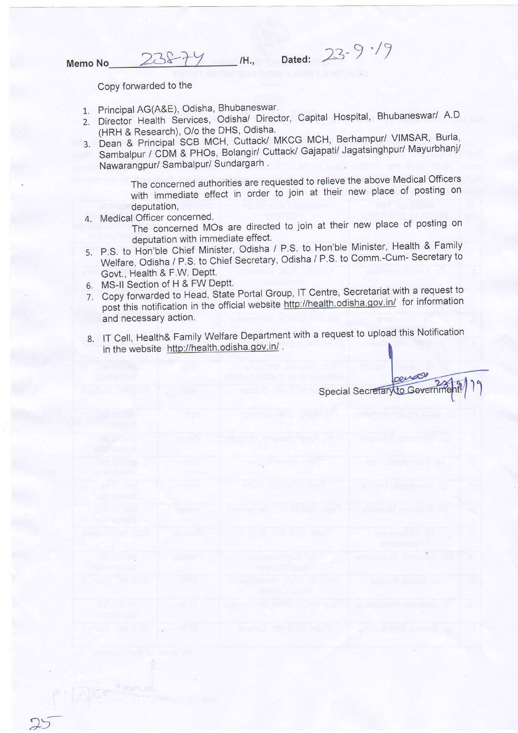Memo No 23874 /H., Dated: 23-9-19

Copy forwarded to the

1. Principal AG(A&E), Odisha, Bhubaneswar.
2. Director Health Services, Odisha/ Director, Capital Hospital, Bhubaneswar/ A.D (HRH & Research), O/o the DHS, Odisha.
3. Dean & Principal SCB MCH, Cuttack/ MKCG MCH, Berhampur/ VIMSAR, Burla, Sambalpur / CDM & PHOs, Bolangir/ Cuttack/ Gajapati/ Jagatsinghpur/ Mayurbhanj/ Nawarangpur/ Sambalpur/ Sundargarh .

   The concerned authorities are requested to relieve the above Medical Officers with immediate effect in order to join at their new place of posting on deputation,

4. Medical Officer concerned.

   The concerned MOs are directed to join at their new place of posting on deputation with immediate effect.

5. P.S. to Hon'ble Chief Minister, Odisha / P.S. to Hon'ble Minister, Health & Family Welfare, Odisha / P.S. to Chief Secretary, Odisha / P.S. to Comm.-Cum- Secretary to Govt., Health & F.W. Deptt.
6. MS-II Section of H & FW Deptt.
7. Copy forwarded to Head, State Portal Group, IT Centre, Secretariat with a request to post this notification in the official website http://health.odisha.gov.in/ for information and necessary action.
8. IT Cell, Health& Family Welfare Department with a request to upload this Notification in the website http://health.odisha.gov.in/ .

23/9/19

Special Secretary to Government